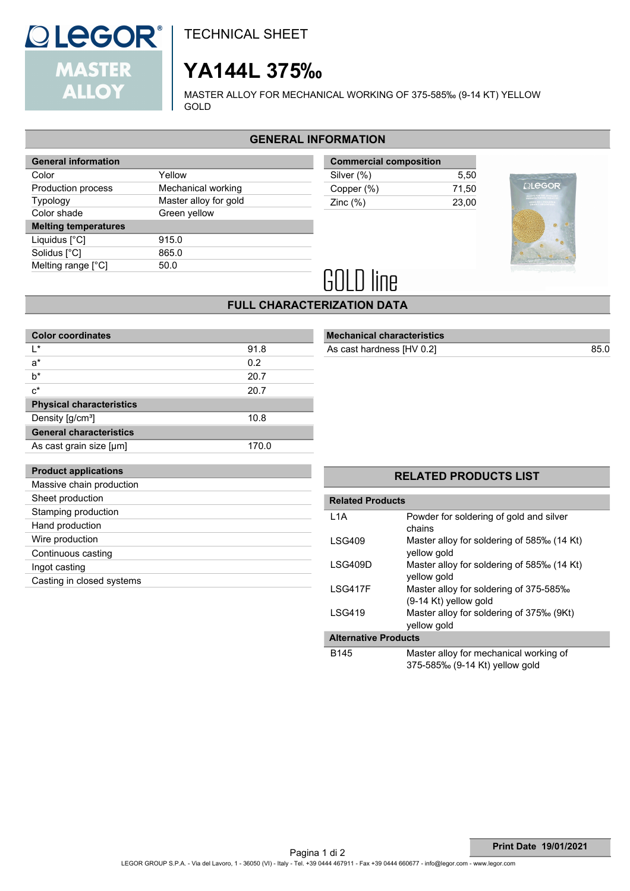# TECHNICAL SHEET

# YA144L 375‰

MASTER ALLOY FOR MECHANICAL WORKING OF 375-585‰ (9-14 KT) YELLOW GOLD

## GENERAL INFORMATION

| General information | |
|---|---|
| Color | Yellow |
| Production process | Mechanical working |
| Typology | Master alloy for gold |
| Color shade | Green yellow |
| **Melting temperatures** | |
| Liquidus [°C] | 915.0 |
| Solidus [°C] | 865.0 |
| Melting range [°C] | 50.0 |

| Commercial composition | |
|---|---|
| Silver (%) | 5,50 |
| Copper (%) | 71,50 |
| Zinc (%) | 23,00 |

GOLD line

## FULL CHARACTERIZATION DATA

| Color coordinates | |
|---|---|
| L* | 91.8 |
| a* | 0.2 |
| b* | 20.7 |
| c* | 20.7 |
| **Physical characteristics** | |
| Density [g/cm³] | 10.8 |
| **General characteristics** | |
| As cast grain size [μm] | 170.0 |

| Mechanical characteristics | |
|---|---|
| As cast hardness [HV 0.2] | 85.0 |

| Product applications |
|---|
| Massive chain production |
| Sheet production |
| Stamping production |
| Hand production |
| Wire production |
| Continuous casting |
| Ingot casting |
| Casting in closed systems |

## RELATED PRODUCTS LIST

| Related Products | |
|---|---|
| L1A | Powder for soldering of gold and silver chains |
| LSG409 | Master alloy for soldering of 585‰ (14 Kt) yellow gold |
| LSG409D | Master alloy for soldering of 585‰ (14 Kt) yellow gold |
| LSG417F | Master alloy for soldering of 375-585‰ (9-14 Kt) yellow gold |
| LSG419 | Master alloy for soldering of 375‰ (9Kt) yellow gold |
| **Alternative Products** | |
| B145 | Master alloy for mechanical working of 375-585‰ (9-14 Kt) yellow gold |

Print Date 19/01/2021

LEGOR GROUP S.P.A. - Via del Lavoro, 1 - 36050 (VI) - Italy - Tel. +39 0444 467911 - Fax +39 0444 660677 - info@legor.com - www.legor.com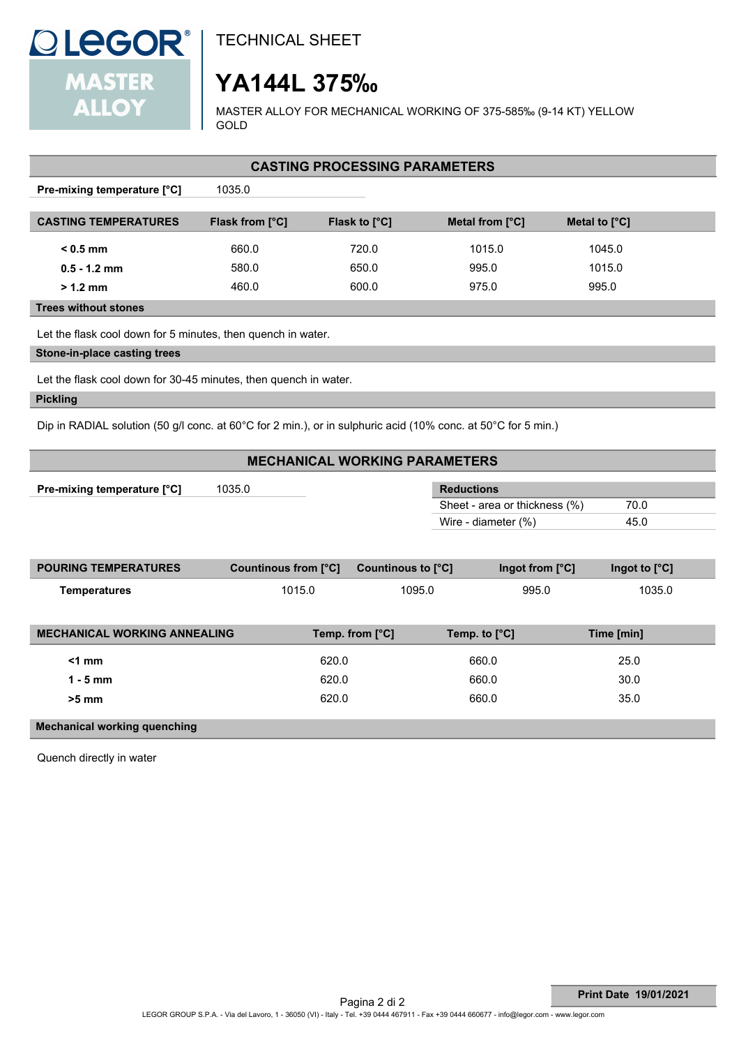TECHNICAL SHEET

# YA144L 375‰

MASTER ALLOY FOR MECHANICAL WORKING OF 375-585‰ (9-14 KT) YELLOW GOLD

## CASTING PROCESSING PARAMETERS

**Pre-mixing temperature [°C]** 1035.0

| CASTING TEMPERATURES | Flask from [°C] | Flask to [°C] | Metal from [°C] | Metal to [°C] |
|---|---|---|---|---|
| **< 0.5 mm** | 660.0 | 720.0 | 1015.0 | 1045.0 |
| **0.5 - 1.2 mm** | 580.0 | 650.0 | 995.0 | 1015.0 |
| **> 1.2 mm** | 460.0 | 600.0 | 975.0 | 995.0 |

### Trees without stones

Let the flask cool down for 5 minutes, then quench in water.

### Stone-in-place casting trees

Let the flask cool down for 30-45 minutes, then quench in water.

### Pickling

Dip in RADIAL solution (50 g/l conc. at 60°C for 2 min.), or in sulphuric acid (10% conc. at 50°C for 5 min.)

## MECHANICAL WORKING PARAMETERS

**Pre-mixing temperature [°C]** 1035.0

| Reductions | |
|---|---|
| Sheet - area or thickness (%) | 70.0 |
| Wire - diameter (%) | 45.0 |

| POURING TEMPERATURES | Countinous from [°C] | Countinous to [°C] | Ingot from [°C] | Ingot to [°C] |
|---|---|---|---|---|
| **Temperatures** | 1015.0 | 1095.0 | 995.0 | 1035.0 |

| MECHANICAL WORKING ANNEALING | Temp. from [°C] | Temp. to [°C] | Time [min] |
|---|---|---|---|
| **<1 mm** | 620.0 | 660.0 | 25.0 |
| **1 - 5 mm** | 620.0 | 660.0 | 30.0 |
| **>5 mm** | 620.0 | 660.0 | 35.0 |

### Mechanical working quenching

Quench directly in water

**Print Date 19/01/2021**

LEGOR GROUP S.P.A. - Via del Lavoro, 1 - 36050 (VI) - Italy - Tel. +39 0444 467911 - Fax +39 0444 660677 - info@legor.com - www.legor.com